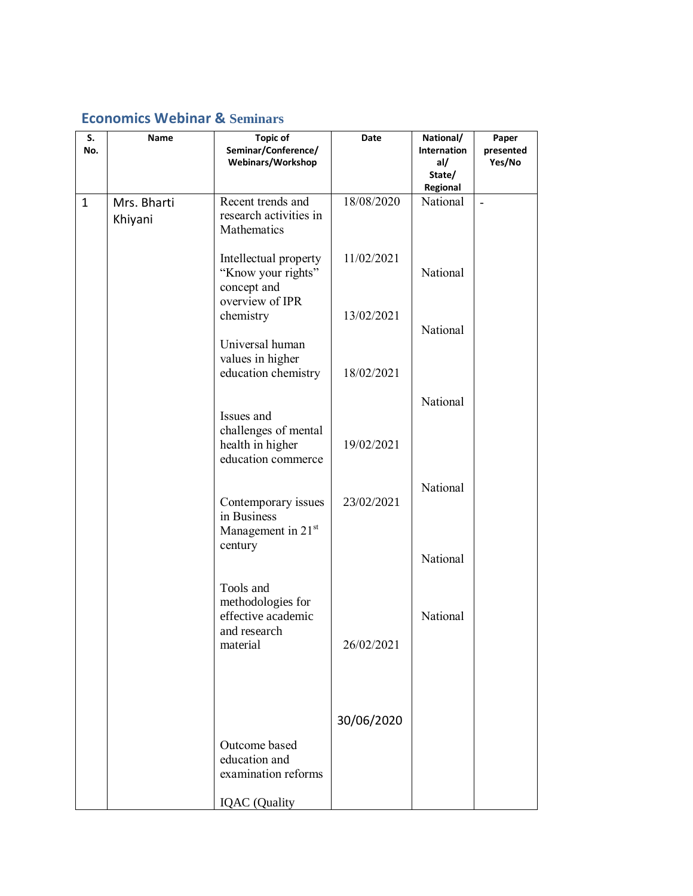## Economics Webinar & Seminars

| S. No. | Name | Topic of Seminar/Conference/ Webinars/Workshop | Date | National/ International/ State/ Regional | Paper presented Yes/No |
|---|---|---|---|---|---|
| 1 | Mrs. Bharti Khiyani | Recent trends and research activities in Mathematics<br><br>Intellectual property "Know your rights" concept and overview of IPR chemistry<br><br>Universal human values in higher education chemistry<br><br>Issues and challenges of mental health in higher education commerce<br><br>Contemporary issues in Business Management in 21st century<br><br>Tools and methodologies for effective academic and research material<br><br>Outcome based education and examination reforms<br><br>IQAC (Quality | 18/08/2020<br><br>11/02/2021<br><br>13/02/2021<br><br>18/02/2021<br><br>19/02/2021<br><br>23/02/2021<br><br>26/02/2021<br><br>30/06/2020 | National<br><br>National<br><br>National<br><br>National<br><br>National<br><br>National<br><br>National | - |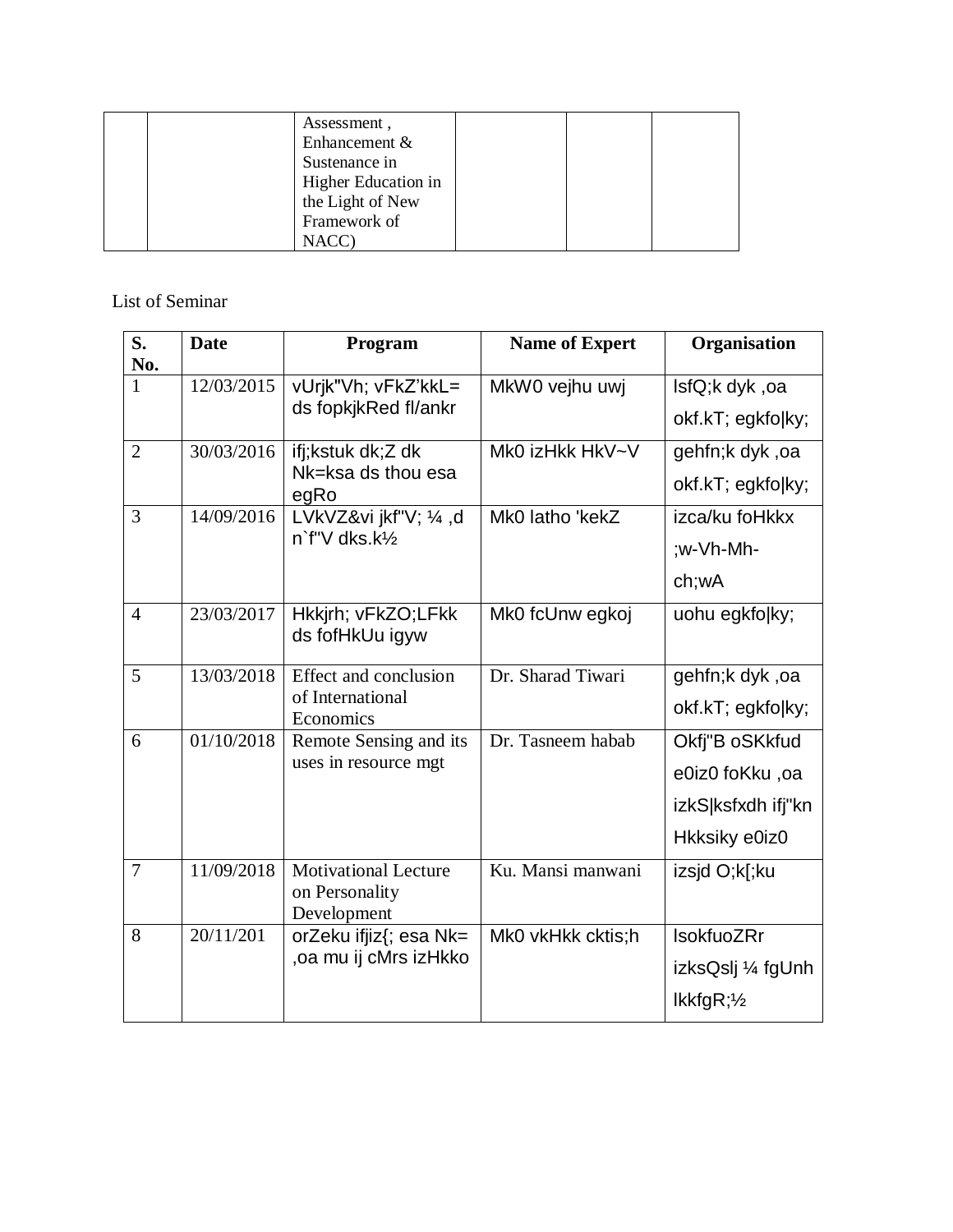| | | | | | |
|---|---|---|---|---|---|
| | | Assessment , Enhancement & Sustenance in Higher Education in the Light of New Framework of NACC) | | | |

List of Seminar

| S. No. | Date | Program | Name of Expert | Organisation |
|---|---|---|---|---|
| 1 | 12/03/2015 | vUrjk"Vh; vFkZ'kkL= ds fopkjkRed fl/ankr | MkW0 vejhu uwj | lsfQ;k dyk ,oa okf.kT; egkfo\|ky; |
| 2 | 30/03/2016 | ifj;kstuk dk;Z dk Nk=ksa ds thou esa egRo | Mk0 izHkk HkV~V | gehfn;k dyk ,oa okf.kT; egkfo\|ky; |
| 3 | 14/09/2016 | LVkVZ&vi jkf"V; ¼ ,d n`f"V dks.k½ | Mk0 latho 'kekZ | izca/ku foHkkx ;w-Vh-Mh-ch;wA |
| 4 | 23/03/2017 | Hkkjrh; vFkZO;LFkk ds fofHkUu igyw | Mk0 fcUnw egkoj | uohu egkfo\|ky; |
| 5 | 13/03/2018 | Effect and conclusion of International Economics | Dr. Sharad Tiwari | gehfn;k dyk ,oa okf.kT; egkfo\|ky; |
| 6 | 01/10/2018 | Remote Sensing and its uses in resource mgt | Dr. Tasneem habab | Okfj"B oSKkfud e0iz0 foKku ,oa izkS\|ksfxdh ifj"kn Hkksiky e0iz0 |
| 7 | 11/09/2018 | Motivational Lecture on Personality Development | Ku. Mansi manwani | izsjd O;k[;ku |
| 8 | 20/11/201 | orZeku ifjiz{; esa Nk= ,oa mu ij cMrs izHkko | Mk0 vkHkk cktis;h | lsokfuoZRr izksQslj ¼ fgUnh lkfgR;½ |